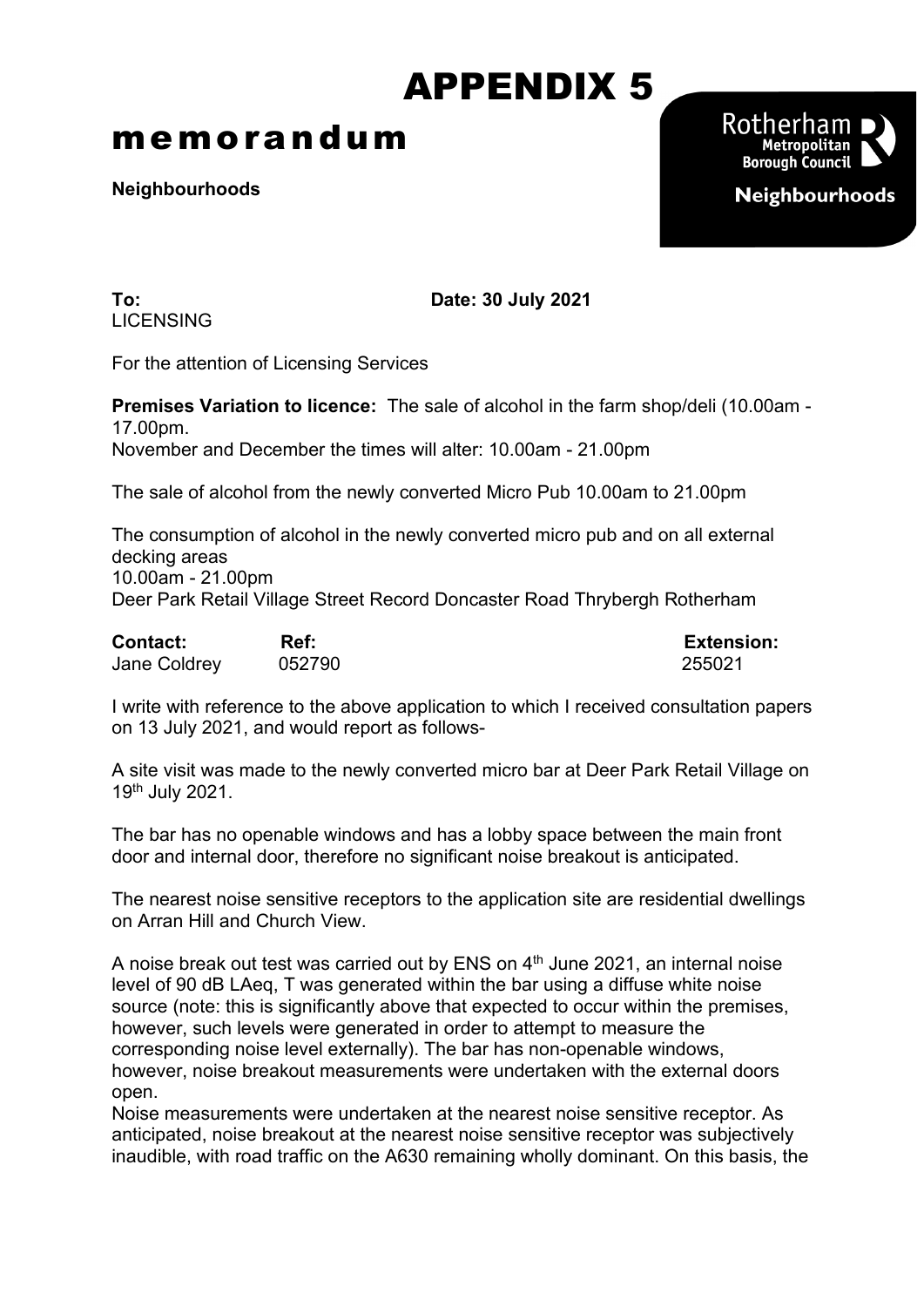# APPENDIX 5

# memorandum

**Neighbourhoods**

Rotherham Metropolitan Borough Council
Neighbourhoods

**To:** LICENSING **Date: 30 July 2021**

For the attention of Licensing Services

**Premises Variation to licence:** The sale of alcohol in the farm shop/deli (10.00am - 17.00pm.
November and December the times will alter: 10.00am - 21.00pm

The sale of alcohol from the newly converted Micro Pub 10.00am to 21.00pm

The consumption of alcohol in the newly converted micro pub and on all external decking areas
10.00am - 21.00pm
Deer Park Retail Village Street Record Doncaster Road Thrybergh Rotherham

| **Contact:** | **Ref:** | **Extension:** |
|---|---|---|
| Jane Coldrey | 052790 | 255021 |

I write with reference to the above application to which I received consultation papers on 13 July 2021, and would report as follows-

A site visit was made to the newly converted micro bar at Deer Park Retail Village on 19th July 2021.

The bar has no openable windows and has a lobby space between the main front door and internal door, therefore no significant noise breakout is anticipated.

The nearest noise sensitive receptors to the application site are residential dwellings on Arran Hill and Church View.

A noise break out test was carried out by ENS on 4th June 2021, an internal noise level of 90 dB LAeq, T was generated within the bar using a diffuse white noise source (note: this is significantly above that expected to occur within the premises, however, such levels were generated in order to attempt to measure the corresponding noise level externally). The bar has non-openable windows, however, noise breakout measurements were undertaken with the external doors open.
Noise measurements were undertaken at the nearest noise sensitive receptor. As anticipated, noise breakout at the nearest noise sensitive receptor was subjectively inaudible, with road traffic on the A630 remaining wholly dominant. On this basis, the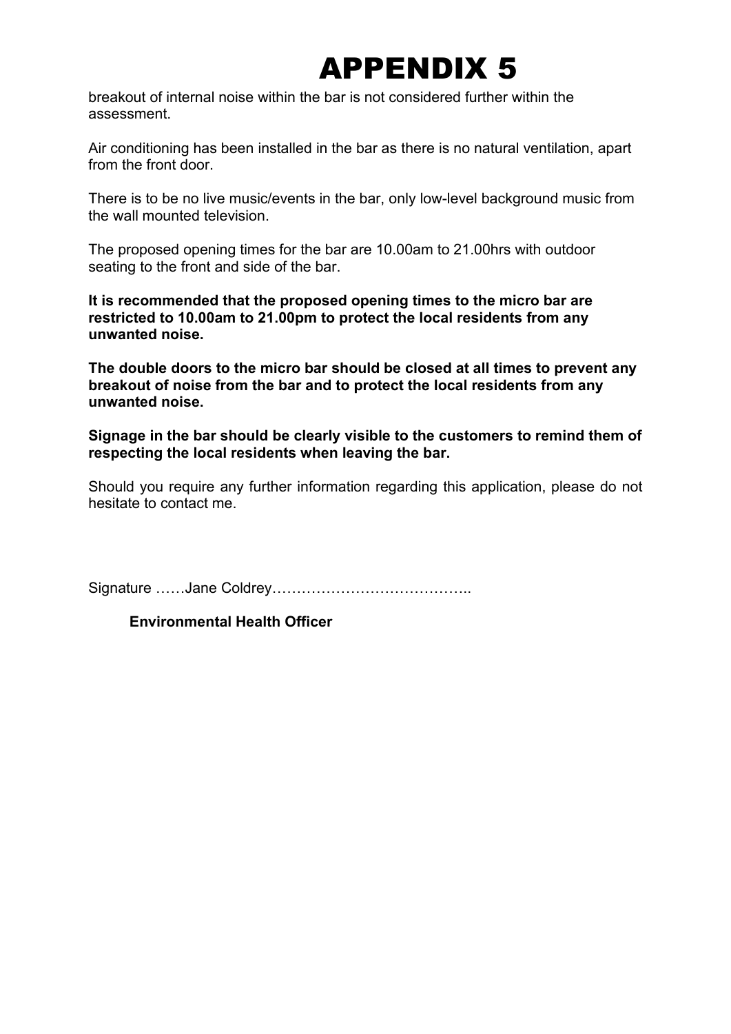# APPENDIX 5

breakout of internal noise within the bar is not considered further within the assessment.

Air conditioning has been installed in the bar as there is no natural ventilation, apart from the front door.

There is to be no live music/events in the bar, only low-level background music from the wall mounted television.

The proposed opening times for the bar are 10.00am to 21.00hrs with outdoor seating to the front and side of the bar.

**It is recommended that the proposed opening times to the micro bar are restricted to 10.00am to 21.00pm to protect the local residents from any unwanted noise.**

**The double doors to the micro bar should be closed at all times to prevent any breakout of noise from the bar and to protect the local residents from any unwanted noise.**

**Signage in the bar should be clearly visible to the customers to remind them of respecting the local residents when leaving the bar.**

Should you require any further information regarding this application, please do not hesitate to contact me.

Signature ……Jane Coldrey…………………………………..

**Environmental Health Officer**